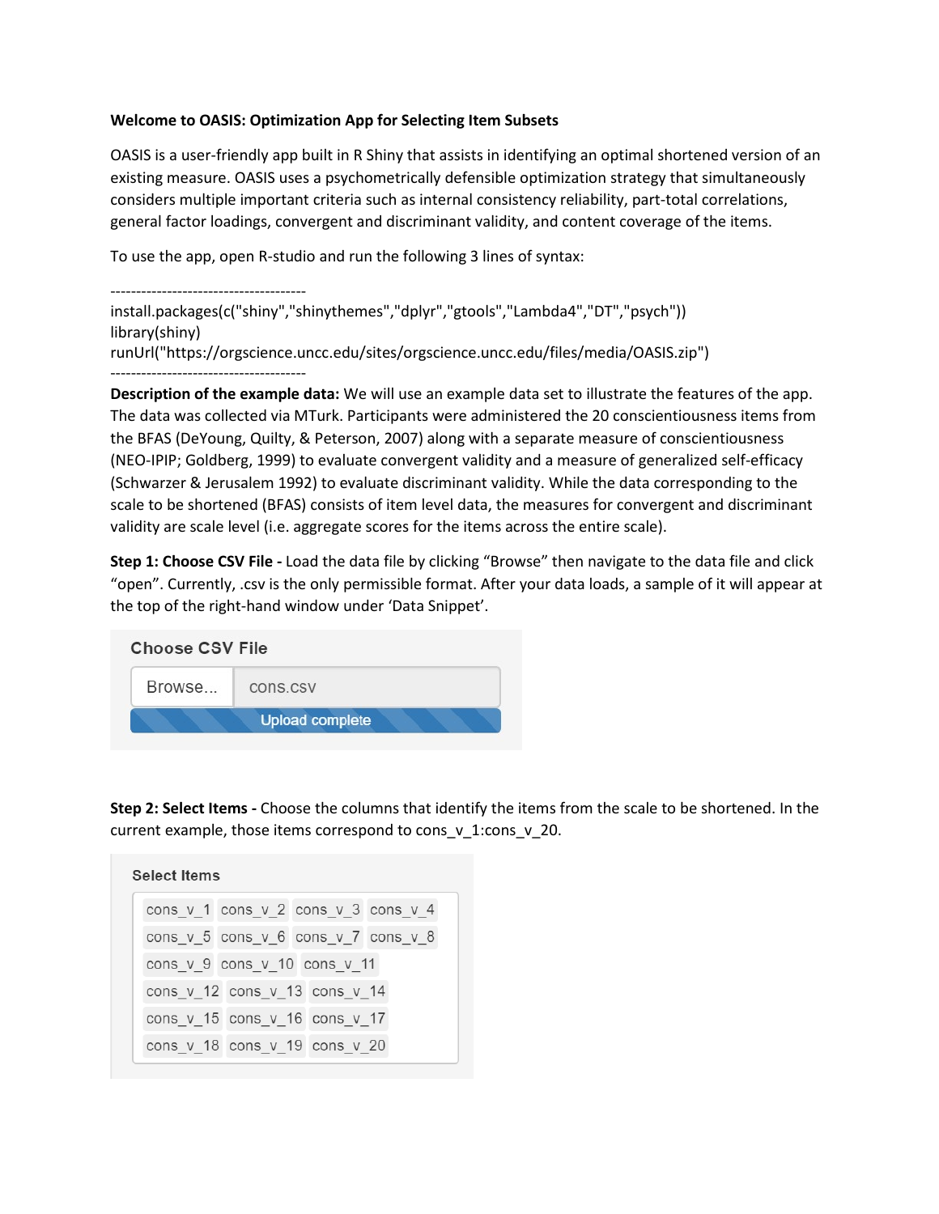**Welcome to OASIS: Optimization App for Selecting Item Subsets**

OASIS is a user-friendly app built in R Shiny that assists in identifying an optimal shortened version of an existing measure. OASIS uses a psychometrically defensible optimization strategy that simultaneously considers multiple important criteria such as internal consistency reliability, part-total correlations, general factor loadings, convergent and discriminant validity, and content coverage of the items.

To use the app, open R-studio and run the following 3 lines of syntax:

--------------------------------------

```
install.packages(c("shiny","shinythemes","dplyr","gtools","Lambda4","DT","psych"))
library(shiny)
runUrl("https://orgscience.uncc.edu/sites/orgscience.uncc.edu/files/media/OASIS.zip")
```

--------------------------------------

**Description of the example data:** We will use an example data set to illustrate the features of the app. The data was collected via MTurk. Participants were administered the 20 conscientiousness items from the BFAS (DeYoung, Quilty, & Peterson, 2007) along with a separate measure of conscientiousness (NEO-IPIP; Goldberg, 1999) to evaluate convergent validity and a measure of generalized self-efficacy (Schwarzer & Jerusalem 1992) to evaluate discriminant validity. While the data corresponding to the scale to be shortened (BFAS) consists of item level data, the measures for convergent and discriminant validity are scale level (i.e. aggregate scores for the items across the entire scale).

**Step 1: Choose CSV File -** Load the data file by clicking "Browse" then navigate to the data file and click "open". Currently, .csv is the only permissible format. After your data loads, a sample of it will appear at the top of the right-hand window under 'Data Snippet'.

Choose CSV File

Browse... cons.csv

Upload complete

**Step 2: Select Items -** Choose the columns that identify the items from the scale to be shortened. In the current example, those items correspond to cons_v_1:cons_v_20.

Select Items

cons_v_1 cons_v_2 cons_v_3 cons_v_4
cons_v_5 cons_v_6 cons_v_7 cons_v_8
cons_v_9 cons_v_10 cons_v_11
cons_v_12 cons_v_13 cons_v_14
cons_v_15 cons_v_16 cons_v_17
cons_v_18 cons_v_19 cons_v_20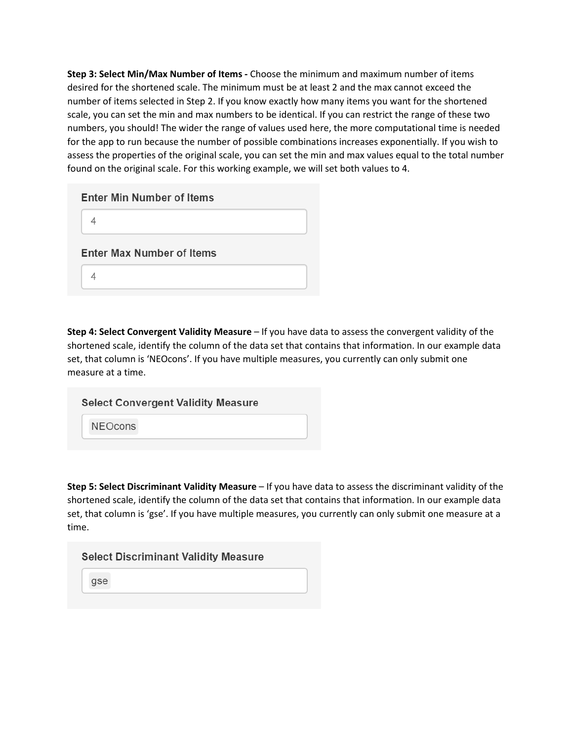**Step 3: Select Min/Max Number of Items -** Choose the minimum and maximum number of items desired for the shortened scale. The minimum must be at least 2 and the max cannot exceed the number of items selected in Step 2. If you know exactly how many items you want for the shortened scale, you can set the min and max numbers to be identical. If you can restrict the range of these two numbers, you should! The wider the range of values used here, the more computational time is needed for the app to run because the number of possible combinations increases exponentially. If you wish to assess the properties of the original scale, you can set the min and max values equal to the total number found on the original scale. For this working example, we will set both values to 4.

Enter Min Number of Items

4

Enter Max Number of Items

4

**Step 4: Select Convergent Validity Measure** – If you have data to assess the convergent validity of the shortened scale, identify the column of the data set that contains that information. In our example data set, that column is 'NEOcons'. If you have multiple measures, you currently can only submit one measure at a time.

Select Convergent Validity Measure

NEOcons

**Step 5: Select Discriminant Validity Measure** – If you have data to assess the discriminant validity of the shortened scale, identify the column of the data set that contains that information. In our example data set, that column is 'gse'. If you have multiple measures, you currently can only submit one measure at a time.

Select Discriminant Validity Measure

gse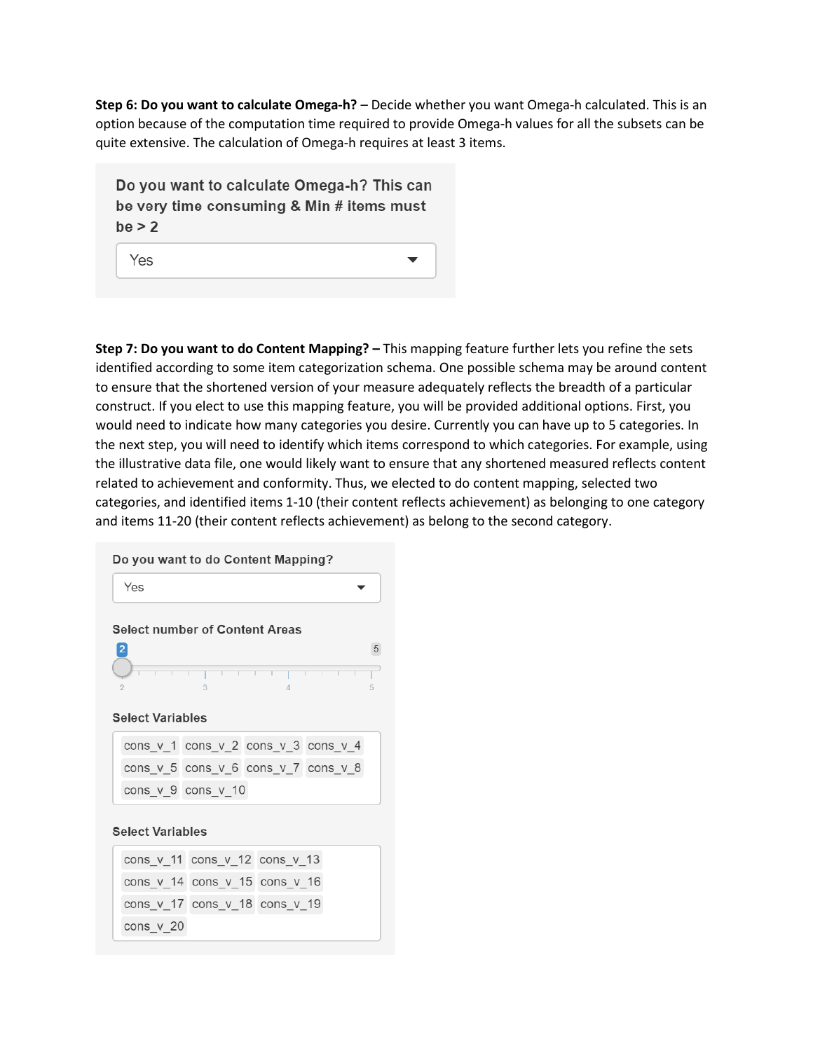**Step 6: Do you want to calculate Omega-h?** – Decide whether you want Omega-h calculated. This is an option because of the computation time required to provide Omega-h values for all the subsets can be quite extensive. The calculation of Omega-h requires at least 3 items.

> **Do you want to calculate Omega-h? This can be very time consuming & Min # items must be > 2**
>
> Yes

**Step 7: Do you want to do Content Mapping? –** This mapping feature further lets you refine the sets identified according to some item categorization schema. One possible schema may be around content to ensure that the shortened version of your measure adequately reflects the breadth of a particular construct. If you elect to use this mapping feature, you will be provided additional options. First, you would need to indicate how many categories you desire. Currently you can have up to 5 categories. In the next step, you will need to identify which items correspond to which categories. For example, using the illustrative data file, one would likely want to ensure that any shortened measured reflects content related to achievement and conformity. Thus, we elected to do content mapping, selected two categories, and identified items 1-10 (their content reflects achievement) as belonging to one category and items 11-20 (their content reflects achievement) as belong to the second category.

> **Do you want to do Content Mapping?**
>
> Yes
>
> **Select number of Content Areas**
>
> 2 (range 2–5)
>
> **Select Variables**
>
> cons_v_1 cons_v_2 cons_v_3 cons_v_4 cons_v_5 cons_v_6 cons_v_7 cons_v_8 cons_v_9 cons_v_10
>
> **Select Variables**
>
> cons_v_11 cons_v_12 cons_v_13 cons_v_14 cons_v_15 cons_v_16 cons_v_17 cons_v_18 cons_v_19 cons_v_20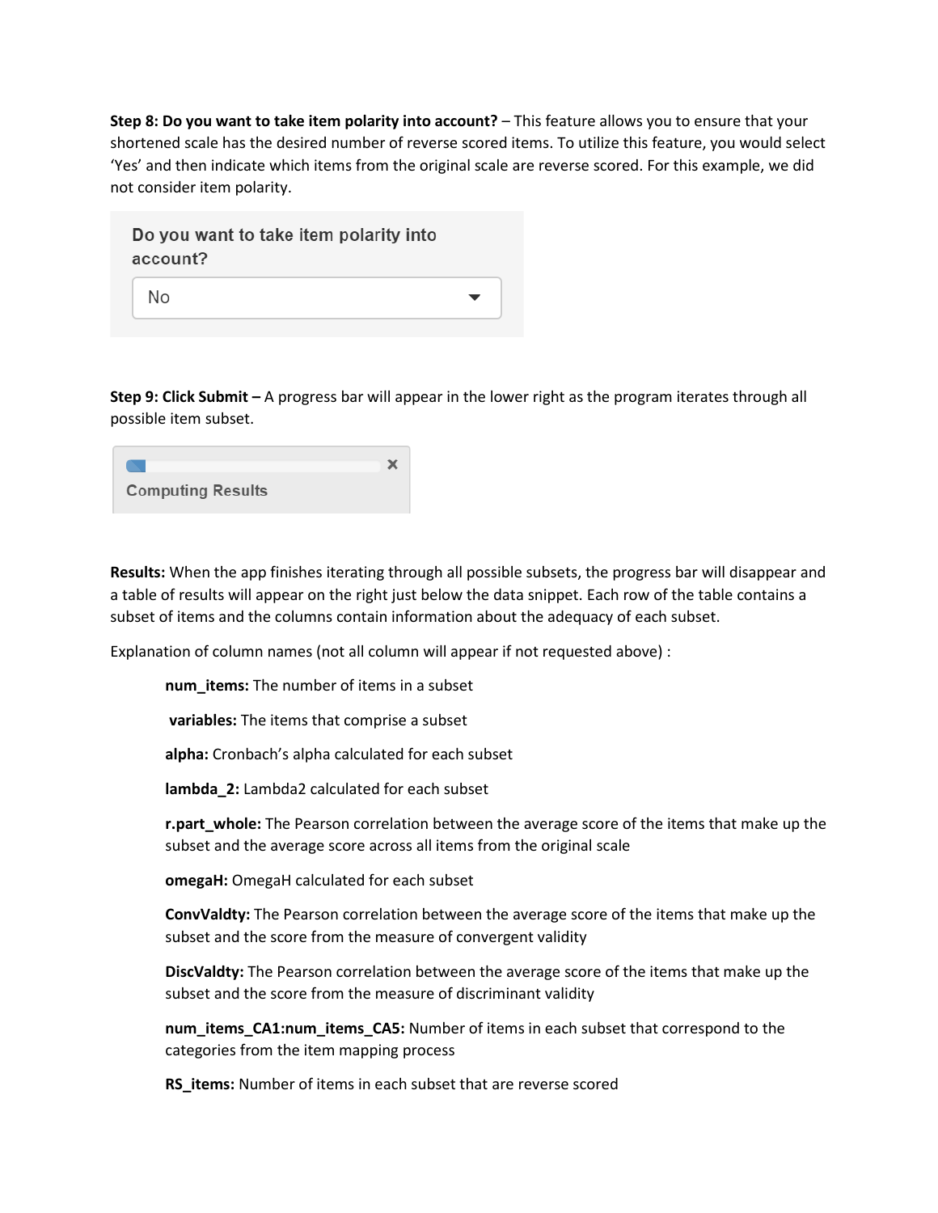**Step 8: Do you want to take item polarity into account?** – This feature allows you to ensure that your shortened scale has the desired number of reverse scored items. To utilize this feature, you would select 'Yes' and then indicate which items from the original scale are reverse scored. For this example, we did not consider item polarity.

Do you want to take item polarity into account?

No

**Step 9: Click Submit –** A progress bar will appear in the lower right as the program iterates through all possible item subset.

Computing Results

**Results:** When the app finishes iterating through all possible subsets, the progress bar will disappear and a table of results will appear on the right just below the data snippet. Each row of the table contains a subset of items and the columns contain information about the adequacy of each subset.

Explanation of column names (not all column will appear if not requested above) :

- **num_items:** The number of items in a subset
- **variables:** The items that comprise a subset
- **alpha:** Cronbach's alpha calculated for each subset
- **lambda_2:** Lambda2 calculated for each subset
- **r.part_whole:** The Pearson correlation between the average score of the items that make up the subset and the average score across all items from the original scale
- **omegaH:** OmegaH calculated for each subset
- **ConvValdty:** The Pearson correlation between the average score of the items that make up the subset and the score from the measure of convergent validity
- **DiscValdty:** The Pearson correlation between the average score of the items that make up the subset and the score from the measure of discriminant validity
- **num_items_CA1:num_items_CA5:** Number of items in each subset that correspond to the categories from the item mapping process
- **RS_items:** Number of items in each subset that are reverse scored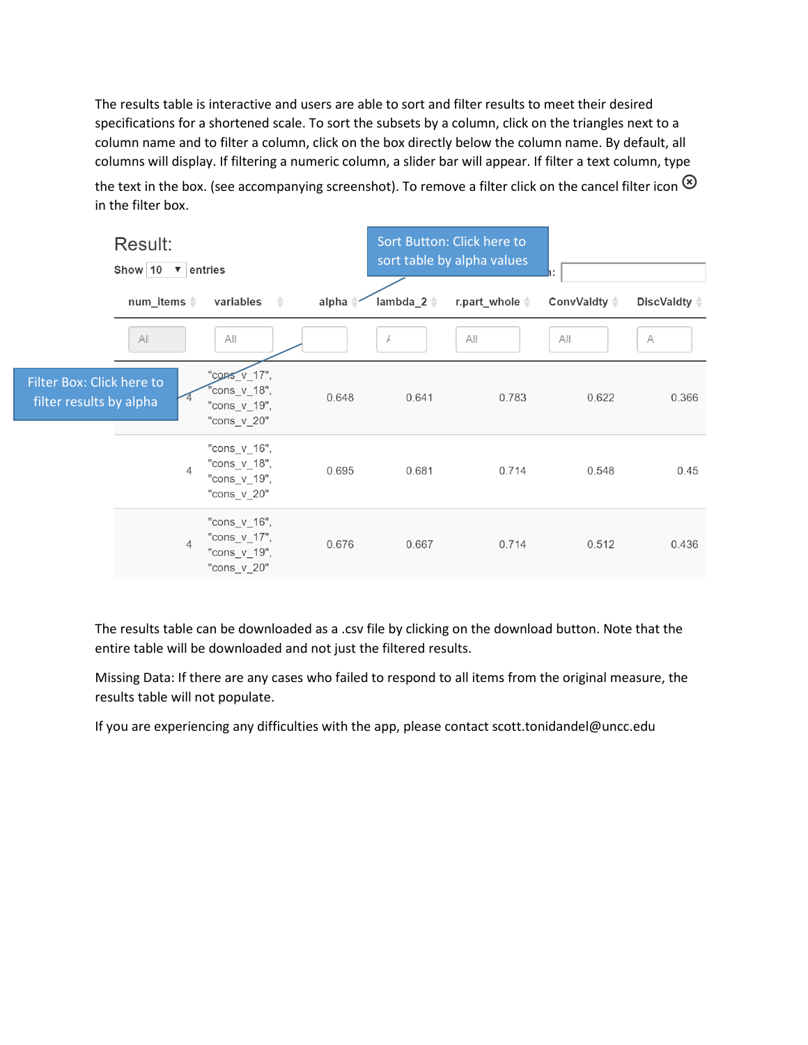The results table is interactive and users are able to sort and filter results to meet their desired specifications for a shortened scale. To sort the subsets by a column, click on the triangles next to a column name and to filter a column, click on the box directly below the column name. By default, all columns will display. If filtering a numeric column, a slider bar will appear. If filter a text column, type the text in the box. (see accompanying screenshot). To remove a filter click on the cancel filter icon ⊗ in the filter box.

Result:

Show 10 entries

Sort Button: Click here to sort table by alpha values

Filter Box: Click here to filter results by alpha

| num_items | variables | alpha | lambda_2 | r.part_whole | ConvValdty | DiscValdty |
|---|---|---|---|---|---|---|
| All | All | | A | All | All | A |
| 4 | "cons_v_17", "cons_v_18", "cons_v_19", "cons_v_20" | 0.648 | 0.641 | 0.783 | 0.622 | 0.366 |
| 4 | "cons_v_16", "cons_v_18", "cons_v_19", "cons_v_20" | 0.695 | 0.681 | 0.714 | 0.548 | 0.45 |
| 4 | "cons_v_16", "cons_v_17", "cons_v_19", "cons_v_20" | 0.676 | 0.667 | 0.714 | 0.512 | 0.436 |

The results table can be downloaded as a .csv file by clicking on the download button. Note that the entire table will be downloaded and not just the filtered results.

Missing Data: If there are any cases who failed to respond to all items from the original measure, the results table will not populate.

If you are experiencing any difficulties with the app, please contact scott.tonidandel@uncc.edu